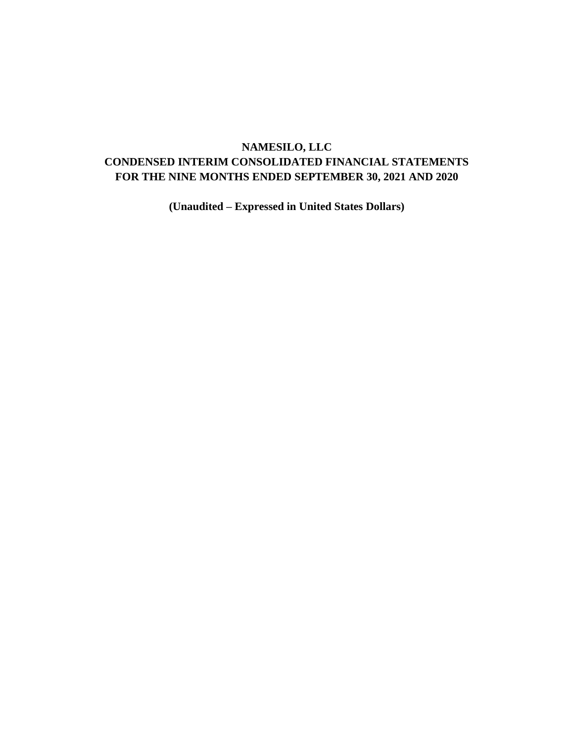# NAMESILO, LLC

## CONDENSED INTERIM CONSOLIDATED FINANCIAL STATEMENTS

## FOR THE NINE MONTHS ENDED SEPTEMBER 30, 2021 AND 2020

**(Unaudited – Expressed in United States Dollars)**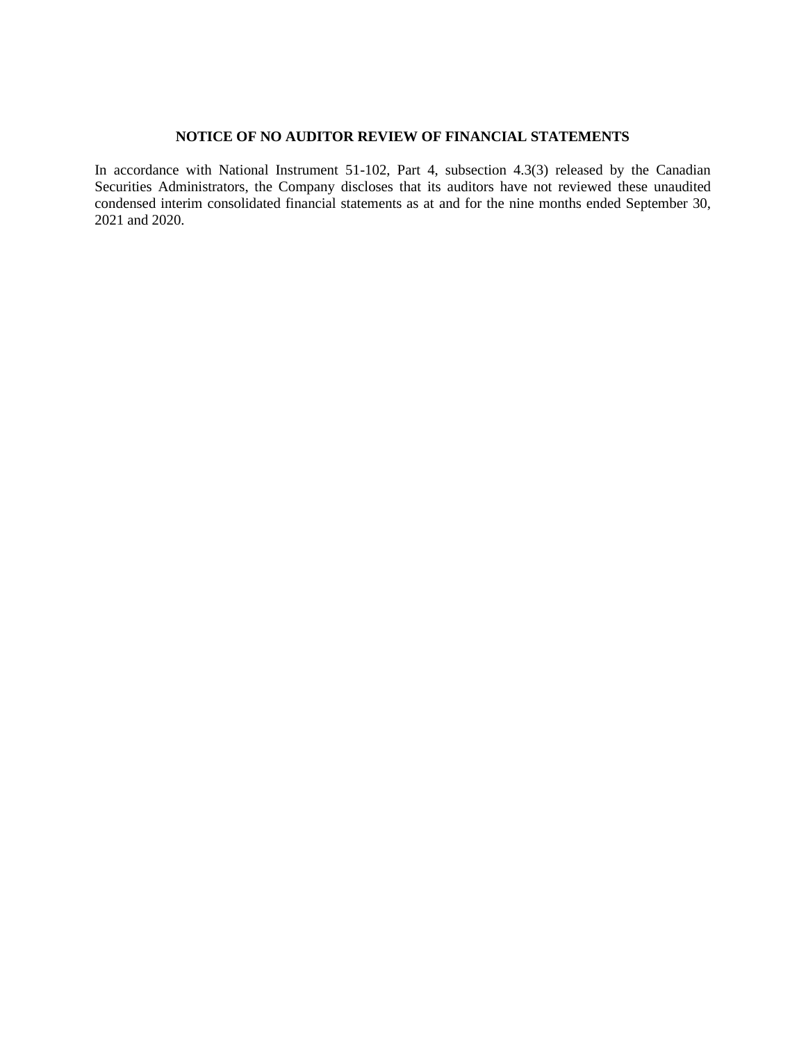**NOTICE OF NO AUDITOR REVIEW OF FINANCIAL STATEMENTS**

In accordance with National Instrument 51-102, Part 4, subsection 4.3(3) released by the Canadian Securities Administrators, the Company discloses that its auditors have not reviewed these unaudited condensed interim consolidated financial statements as at and for the nine months ended September 30, 2021 and 2020.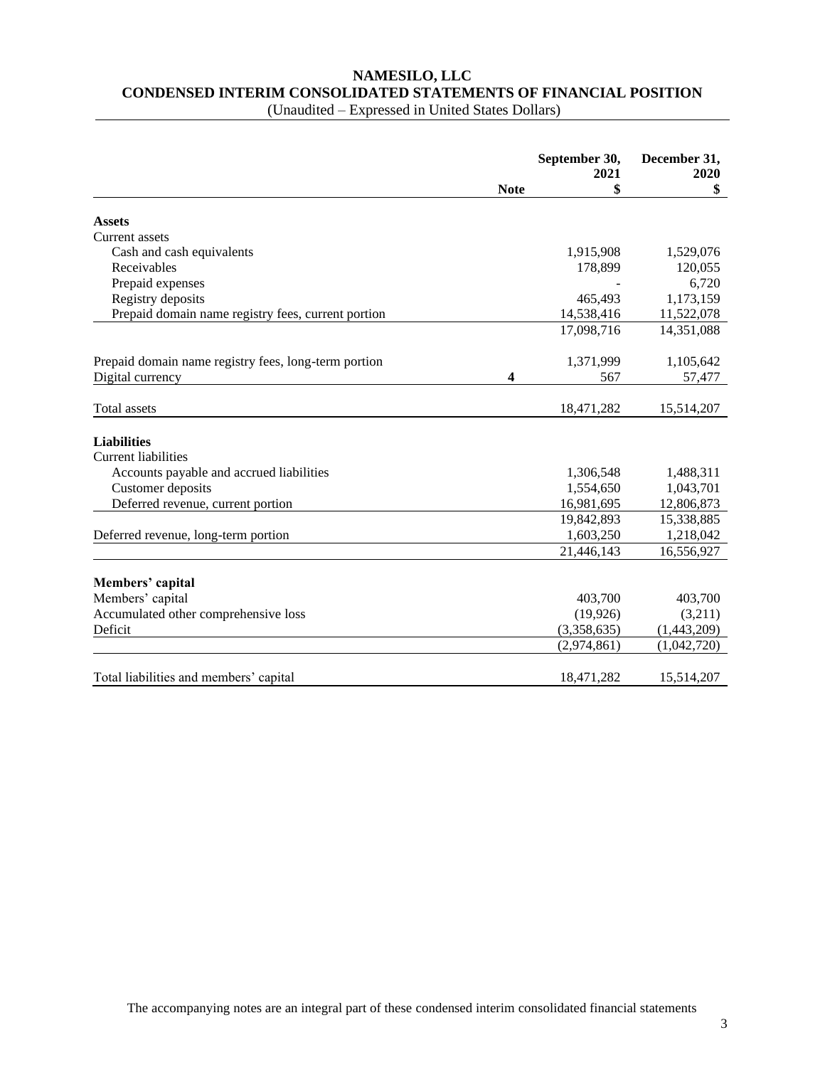# NAMESILO, LLC

## CONDENSED INTERIM CONSOLIDATED STATEMENTS OF FINANCIAL POSITION

(Unaudited – Expressed in United States Dollars)

| | Note | September 30, 2021 $ | December 31, 2020 $ |
|---|---|---|---|
| **Assets** | | | |
| Current assets | | | |
| Cash and cash equivalents | | 1,915,908 | 1,529,076 |
| Receivables | | 178,899 | 120,055 |
| Prepaid expenses | | - | 6,720 |
| Registry deposits | | 465,493 | 1,173,159 |
| Prepaid domain name registry fees, current portion | | 14,538,416 | 11,522,078 |
| | | 17,098,716 | 14,351,088 |
| Prepaid domain name registry fees, long-term portion | | 1,371,999 | 1,105,642 |
| Digital currency | 4 | 567 | 57,477 |
| Total assets | | 18,471,282 | 15,514,207 |
| **Liabilities** | | | |
| Current liabilities | | | |
| Accounts payable and accrued liabilities | | 1,306,548 | 1,488,311 |
| Customer deposits | | 1,554,650 | 1,043,701 |
| Deferred revenue, current portion | | 16,981,695 | 12,806,873 |
| | | 19,842,893 | 15,338,885 |
| Deferred revenue, long-term portion | | 1,603,250 | 1,218,042 |
| | | 21,446,143 | 16,556,927 |
| **Members' capital** | | | |
| Members' capital | | 403,700 | 403,700 |
| Accumulated other comprehensive loss | | (19,926) | (3,211) |
| Deficit | | (3,358,635) | (1,443,209) |
| | | (2,974,861) | (1,042,720) |
| Total liabilities and members' capital | | 18,471,282 | 15,514,207 |

The accompanying notes are an integral part of these condensed interim consolidated financial statements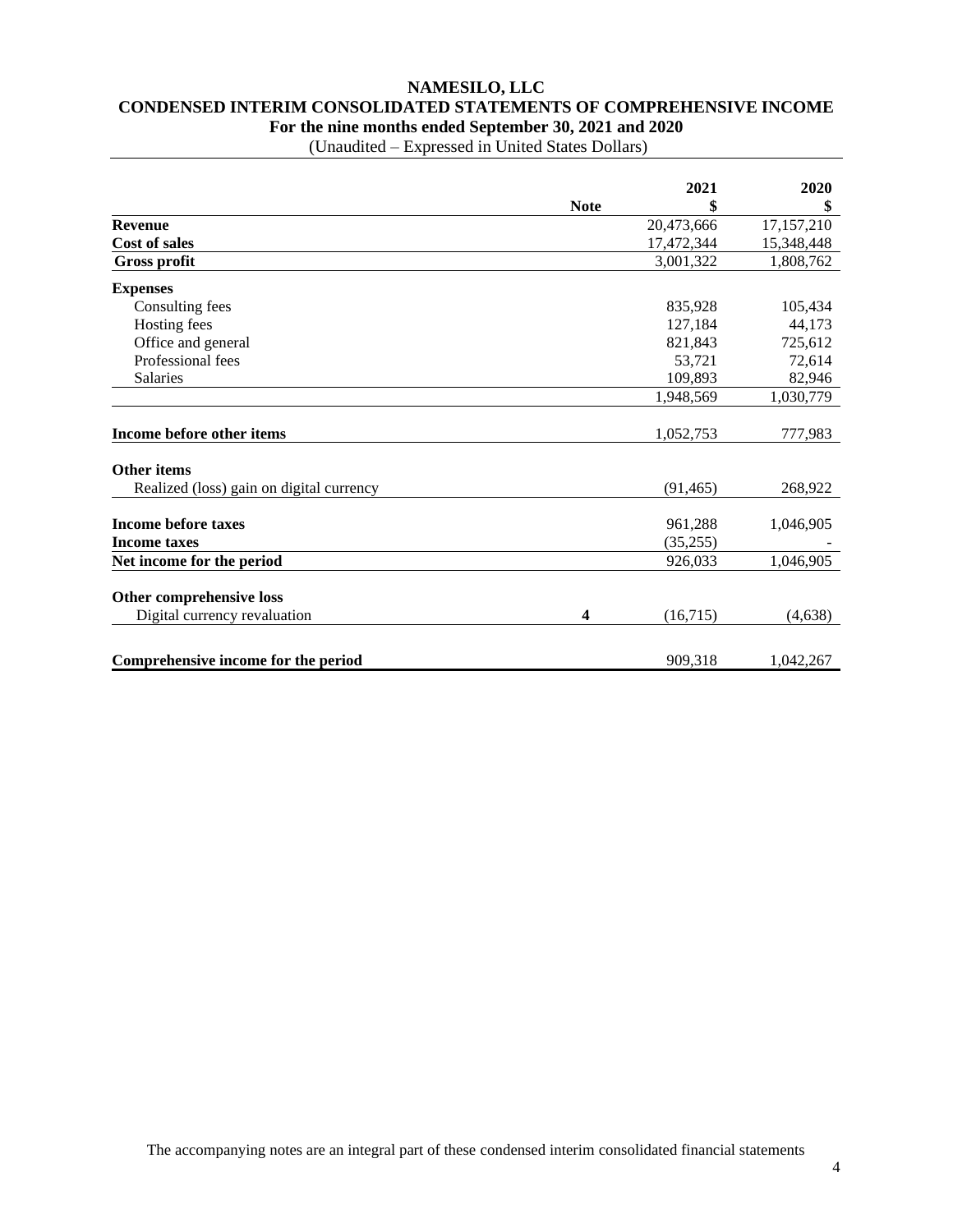**NAMESILO, LLC**
**CONDENSED INTERIM CONSOLIDATED STATEMENTS OF COMPREHENSIVE INCOME**
**For the nine months ended September 30, 2021 and 2020**
(Unaudited – Expressed in United States Dollars)

| | Note | 2021 $ | 2020 $ |
|---|---|---|---|
| **Revenue** | | 20,473,666 | 17,157,210 |
| **Cost of sales** | | 17,472,344 | 15,348,448 |
| **Gross profit** | | 3,001,322 | 1,808,762 |
| **Expenses** | | | |
| Consulting fees | | 835,928 | 105,434 |
| Hosting fees | | 127,184 | 44,173 |
| Office and general | | 821,843 | 725,612 |
| Professional fees | | 53,721 | 72,614 |
| Salaries | | 109,893 | 82,946 |
| | | 1,948,569 | 1,030,779 |
| **Income before other items** | | 1,052,753 | 777,983 |
| **Other items** | | | |
| Realized (loss) gain on digital currency | | (91,465) | 268,922 |
| **Income before taxes** | | 961,288 | 1,046,905 |
| **Income taxes** | | (35,255) | - |
| **Net income for the period** | | 926,033 | 1,046,905 |
| **Other comprehensive loss** | | | |
| Digital currency revaluation | **4** | (16,715) | (4,638) |
| **Comprehensive income for the period** | | 909,318 | 1,042,267 |

The accompanying notes are an integral part of these condensed interim consolidated financial statements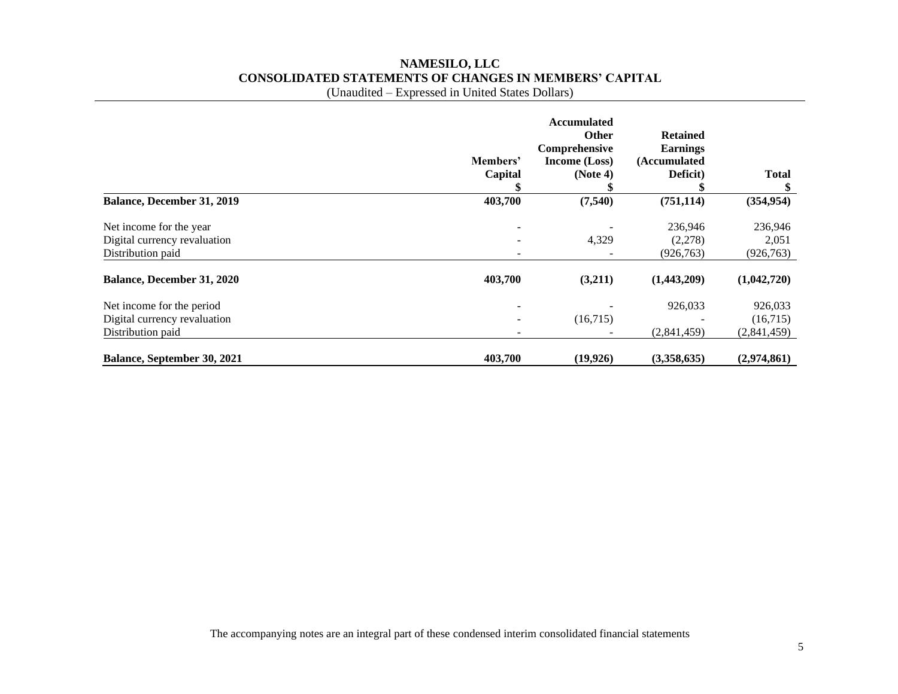# NAMESILO, LLC
## CONSOLIDATED STATEMENTS OF CHANGES IN MEMBERS' CAPITAL
(Unaudited – Expressed in United States Dollars)

| | Members' Capital $ | Accumulated Other Comprehensive Income (Loss) (Note 4) $ | Retained Earnings (Accumulated Deficit) $ | Total $ |
|---|---|---|---|---|
| **Balance, December 31, 2019** | **403,700** | **(7,540)** | **(751,114)** | **(354,954)** |
| Net income for the year | - | - | 236,946 | 236,946 |
| Digital currency revaluation | - | 4,329 | (2,278) | 2,051 |
| Distribution paid | - | - | (926,763) | (926,763) |
| **Balance, December 31, 2020** | **403,700** | **(3,211)** | **(1,443,209)** | **(1,042,720)** |
| Net income for the period | - | - | 926,033 | 926,033 |
| Digital currency revaluation | - | (16,715) | - | (16,715) |
| Distribution paid | - | - | (2,841,459) | (2,841,459) |
| **Balance, September 30, 2021** | **403,700** | **(19,926)** | **(3,358,635)** | **(2,974,861)** |

The accompanying notes are an integral part of these condensed interim consolidated financial statements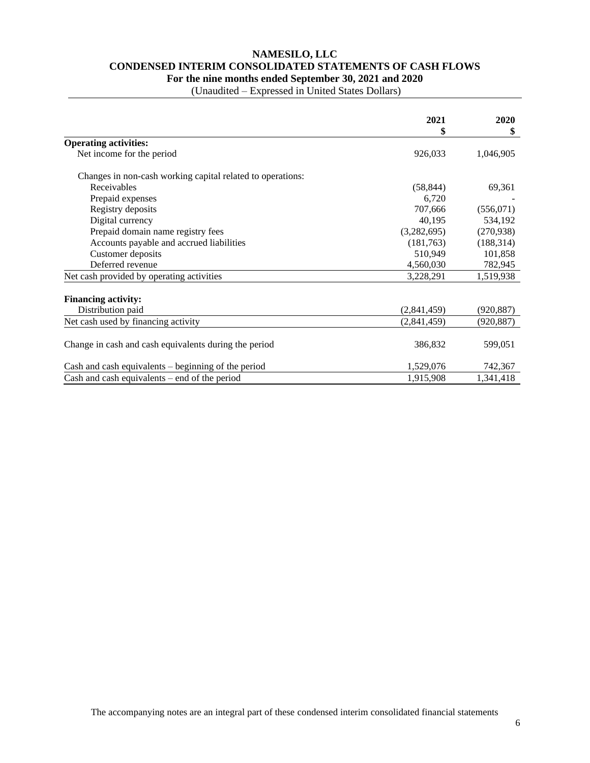# NAMESILO, LLC
## CONDENSED INTERIM CONSOLIDATED STATEMENTS OF CASH FLOWS
### For the nine months ended September 30, 2021 and 2020

(Unaudited – Expressed in United States Dollars)

| | 2021<br>$ | 2020<br>$ |
|---|---|---|
| **Operating activities:** | | |
| Net income for the period | 926,033 | 1,046,905 |
| | | |
| Changes in non-cash working capital related to operations: | | |
| Receivables | (58,844) | 69,361 |
| Prepaid expenses | 6,720 | - |
| Registry deposits | 707,666 | (556,071) |
| Digital currency | 40,195 | 534,192 |
| Prepaid domain name registry fees | (3,282,695) | (270,938) |
| Accounts payable and accrued liabilities | (181,763) | (188,314) |
| Customer deposits | 510,949 | 101,858 |
| Deferred revenue | 4,560,030 | 782,945 |
| Net cash provided by operating activities | 3,228,291 | 1,519,938 |
| | | |
| **Financing activity:** | | |
| Distribution paid | (2,841,459) | (920,887) |
| Net cash used by financing activity | (2,841,459) | (920,887) |
| | | |
| Change in cash and cash equivalents during the period | 386,832 | 599,051 |
| | | |
| Cash and cash equivalents – beginning of the period | 1,529,076 | 742,367 |
| Cash and cash equivalents – end of the period | 1,915,908 | 1,341,418 |

The accompanying notes are an integral part of these condensed interim consolidated financial statements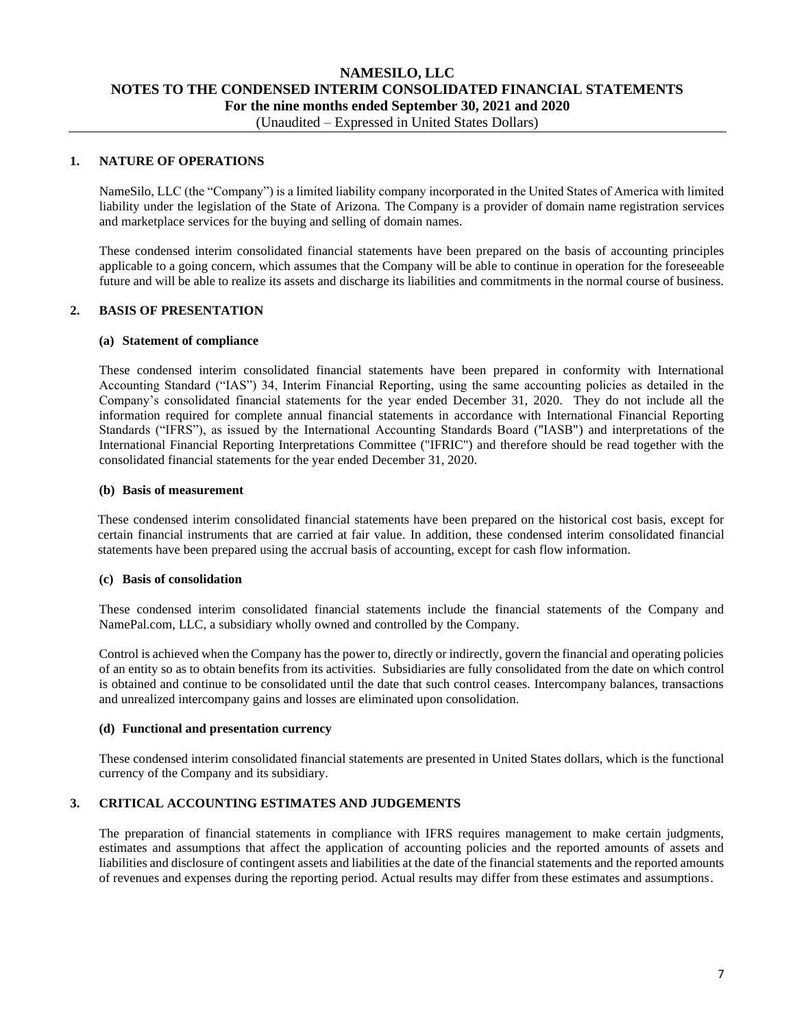# NAMESILO, LLC
## NOTES TO THE CONDENSED INTERIM CONSOLIDATED FINANCIAL STATEMENTS
### For the nine months ended September 30, 2021 and 2020
(Unaudited – Expressed in United States Dollars)

## 1. NATURE OF OPERATIONS

NameSilo, LLC (the "Company") is a limited liability company incorporated in the United States of America with limited liability under the legislation of the State of Arizona. The Company is a provider of domain name registration services and marketplace services for the buying and selling of domain names.

These condensed interim consolidated financial statements have been prepared on the basis of accounting principles applicable to a going concern, which assumes that the Company will be able to continue in operation for the foreseeable future and will be able to realize its assets and discharge its liabilities and commitments in the normal course of business.

## 2. BASIS OF PRESENTATION

### (a) Statement of compliance

These condensed interim consolidated financial statements have been prepared in conformity with International Accounting Standard ("IAS") 34, Interim Financial Reporting, using the same accounting policies as detailed in the Company's consolidated financial statements for the year ended December 31, 2020. They do not include all the information required for complete annual financial statements in accordance with International Financial Reporting Standards ("IFRS"), as issued by the International Accounting Standards Board ("IASB") and interpretations of the International Financial Reporting Interpretations Committee ("IFRIC") and therefore should be read together with the consolidated financial statements for the year ended December 31, 2020.

### (b) Basis of measurement

These condensed interim consolidated financial statements have been prepared on the historical cost basis, except for certain financial instruments that are carried at fair value. In addition, these condensed interim consolidated financial statements have been prepared using the accrual basis of accounting, except for cash flow information.

### (c) Basis of consolidation

These condensed interim consolidated financial statements include the financial statements of the Company and NamePal.com, LLC, a subsidiary wholly owned and controlled by the Company.

Control is achieved when the Company has the power to, directly or indirectly, govern the financial and operating policies of an entity so as to obtain benefits from its activities. Subsidiaries are fully consolidated from the date on which control is obtained and continue to be consolidated until the date that such control ceases. Intercompany balances, transactions and unrealized intercompany gains and losses are eliminated upon consolidation.

### (d) Functional and presentation currency

These condensed interim consolidated financial statements are presented in United States dollars, which is the functional currency of the Company and its subsidiary.

## 3. CRITICAL ACCOUNTING ESTIMATES AND JUDGEMENTS

The preparation of financial statements in compliance with IFRS requires management to make certain judgments, estimates and assumptions that affect the application of accounting policies and the reported amounts of assets and liabilities and disclosure of contingent assets and liabilities at the date of the financial statements and the reported amounts of revenues and expenses during the reporting period. Actual results may differ from these estimates and assumptions.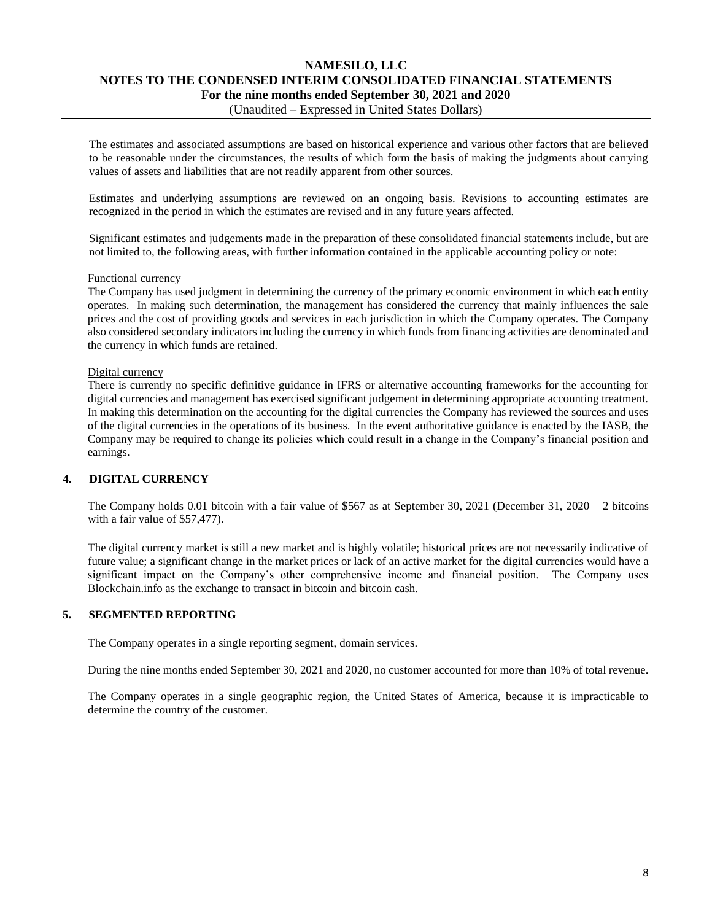The estimates and associated assumptions are based on historical experience and various other factors that are believed to be reasonable under the circumstances, the results of which form the basis of making the judgments about carrying values of assets and liabilities that are not readily apparent from other sources.

Estimates and underlying assumptions are reviewed on an ongoing basis. Revisions to accounting estimates are recognized in the period in which the estimates are revised and in any future years affected.

Significant estimates and judgements made in the preparation of these consolidated financial statements include, but are not limited to, the following areas, with further information contained in the applicable accounting policy or note:

Functional currency

The Company has used judgment in determining the currency of the primary economic environment in which each entity operates. In making such determination, the management has considered the currency that mainly influences the sale prices and the cost of providing goods and services in each jurisdiction in which the Company operates. The Company also considered secondary indicators including the currency in which funds from financing activities are denominated and the currency in which funds are retained.

Digital currency

There is currently no specific definitive guidance in IFRS or alternative accounting frameworks for the accounting for digital currencies and management has exercised significant judgement in determining appropriate accounting treatment. In making this determination on the accounting for the digital currencies the Company has reviewed the sources and uses of the digital currencies in the operations of its business. In the event authoritative guidance is enacted by the IASB, the Company may be required to change its policies which could result in a change in the Company's financial position and earnings.

## 4. DIGITAL CURRENCY

The Company holds 0.01 bitcoin with a fair value of $567 as at September 30, 2021 (December 31, 2020 – 2 bitcoins with a fair value of $57,477).

The digital currency market is still a new market and is highly volatile; historical prices are not necessarily indicative of future value; a significant change in the market prices or lack of an active market for the digital currencies would have a significant impact on the Company's other comprehensive income and financial position. The Company uses Blockchain.info as the exchange to transact in bitcoin and bitcoin cash.

## 5. SEGMENTED REPORTING

The Company operates in a single reporting segment, domain services.

During the nine months ended September 30, 2021 and 2020, no customer accounted for more than 10% of total revenue.

The Company operates in a single geographic region, the United States of America, because it is impracticable to determine the country of the customer.